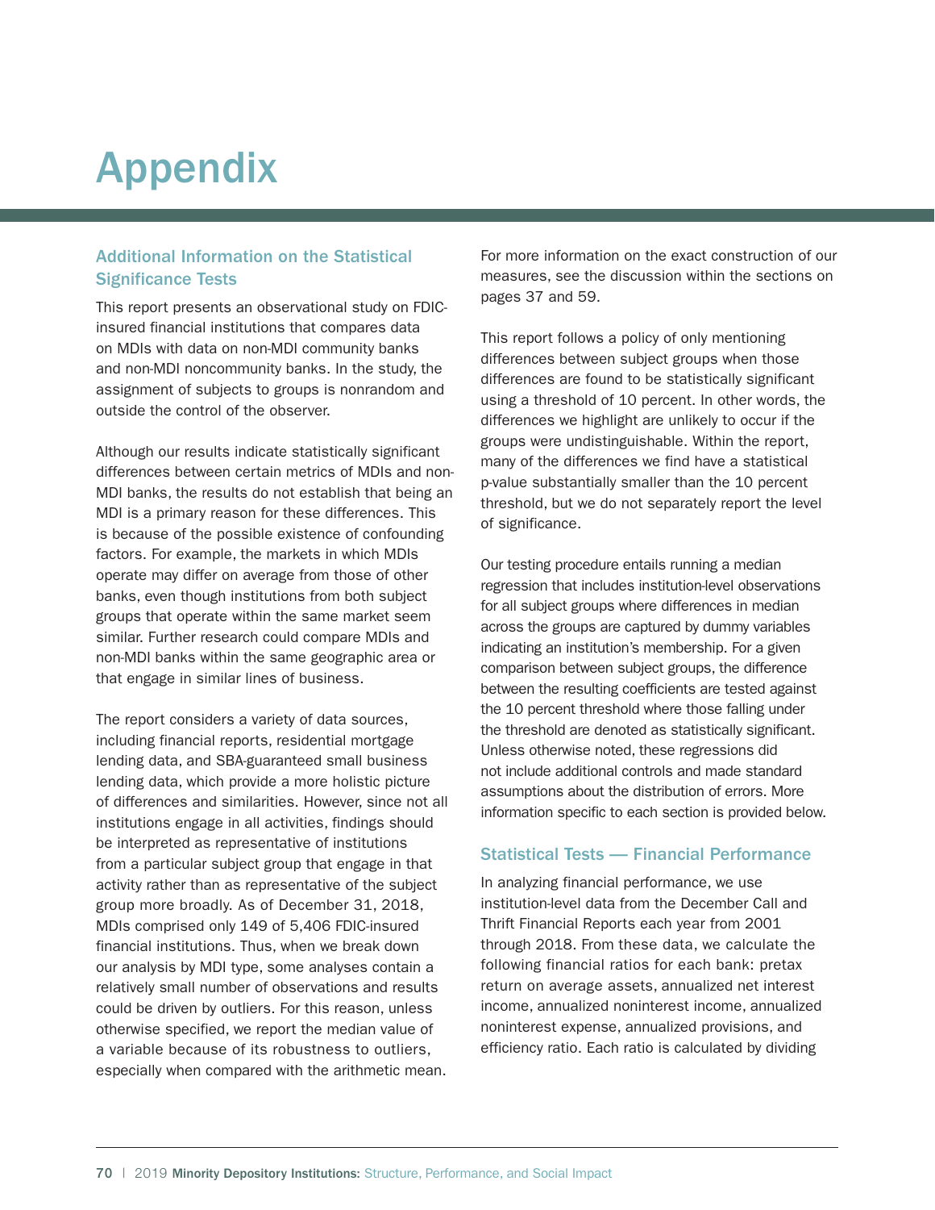# Appendix

## Additional Information on the Statistical Significance Tests

This report presents an observational study on FDIC-insured financial institutions that compares data on MDIs with data on non-MDI community banks and non-MDI noncommunity banks. In the study, the assignment of subjects to groups is nonrandom and outside the control of the observer.

Although our results indicate statistically significant differences between certain metrics of MDIs and non-MDI banks, the results do not establish that being an MDI is a primary reason for these differences. This is because of the possible existence of confounding factors. For example, the markets in which MDIs operate may differ on average from those of other banks, even though institutions from both subject groups that operate within the same market seem similar. Further research could compare MDIs and non-MDI banks within the same geographic area or that engage in similar lines of business.

The report considers a variety of data sources, including financial reports, residential mortgage lending data, and SBA-guaranteed small business lending data, which provide a more holistic picture of differences and similarities. However, since not all institutions engage in all activities, findings should be interpreted as representative of institutions from a particular subject group that engage in that activity rather than as representative of the subject group more broadly. As of December 31, 2018, MDIs comprised only 149 of 5,406 FDIC-insured financial institutions. Thus, when we break down our analysis by MDI type, some analyses contain a relatively small number of observations and results could be driven by outliers. For this reason, unless otherwise specified, we report the median value of a variable because of its robustness to outliers, especially when compared with the arithmetic mean.

For more information on the exact construction of our measures, see the discussion within the sections on pages 37 and 59.

This report follows a policy of only mentioning differences between subject groups when those differences are found to be statistically significant using a threshold of 10 percent. In other words, the differences we highlight are unlikely to occur if the groups were undistinguishable. Within the report, many of the differences we find have a statistical p-value substantially smaller than the 10 percent threshold, but we do not separately report the level of significance.

Our testing procedure entails running a median regression that includes institution-level observations for all subject groups where differences in median across the groups are captured by dummy variables indicating an institution's membership. For a given comparison between subject groups, the difference between the resulting coefficients are tested against the 10 percent threshold where those falling under the threshold are denoted as statistically significant. Unless otherwise noted, these regressions did not include additional controls and made standard assumptions about the distribution of errors. More information specific to each section is provided below.

## Statistical Tests — Financial Performance

In analyzing financial performance, we use institution-level data from the December Call and Thrift Financial Reports each year from 2001 through 2018. From these data, we calculate the following financial ratios for each bank: pretax return on average assets, annualized net interest income, annualized noninterest income, annualized noninterest expense, annualized provisions, and efficiency ratio. Each ratio is calculated by dividing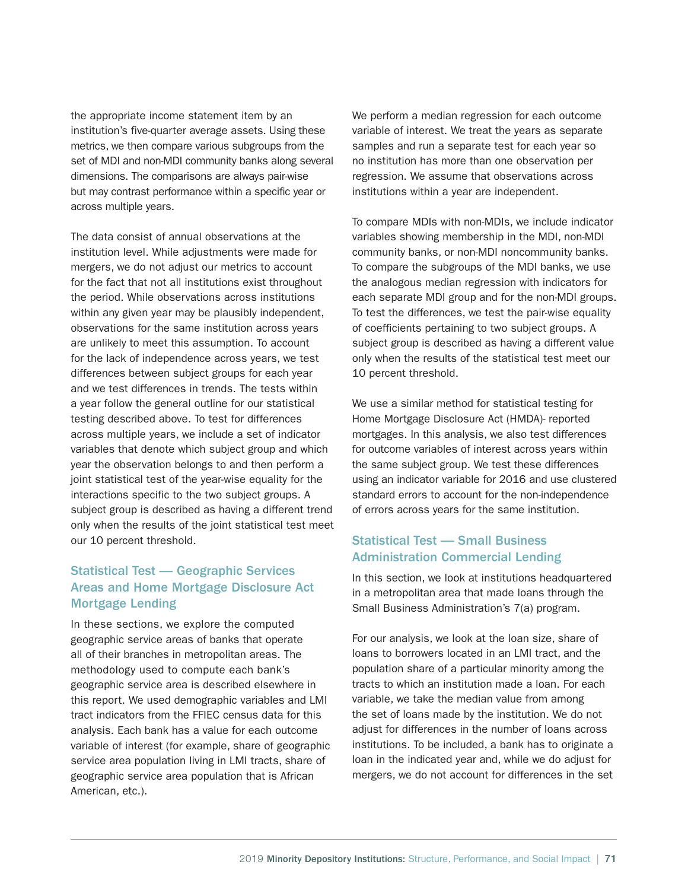the appropriate income statement item by an institution's five-quarter average assets. Using these metrics, we then compare various subgroups from the set of MDI and non-MDI community banks along several dimensions. The comparisons are always pair-wise but may contrast performance within a specific year or across multiple years.

The data consist of annual observations at the institution level. While adjustments were made for mergers, we do not adjust our metrics to account for the fact that not all institutions exist throughout the period. While observations across institutions within any given year may be plausibly independent, observations for the same institution across years are unlikely to meet this assumption. To account for the lack of independence across years, we test differences between subject groups for each year and we test differences in trends. The tests within a year follow the general outline for our statistical testing described above. To test for differences across multiple years, we include a set of indicator variables that denote which subject group and which year the observation belongs to and then perform a joint statistical test of the year-wise equality for the interactions specific to the two subject groups. A subject group is described as having a different trend only when the results of the joint statistical test meet our 10 percent threshold.

## Statistical Test — Geographic Services Areas and Home Mortgage Disclosure Act Mortgage Lending

In these sections, we explore the computed geographic service areas of banks that operate all of their branches in metropolitan areas. The methodology used to compute each bank's geographic service area is described elsewhere in this report. We used demographic variables and LMI tract indicators from the FFIEC census data for this analysis. Each bank has a value for each outcome variable of interest (for example, share of geographic service area population living in LMI tracts, share of geographic service area population that is African American, etc.).

We perform a median regression for each outcome variable of interest. We treat the years as separate samples and run a separate test for each year so no institution has more than one observation per regression. We assume that observations across institutions within a year are independent.

To compare MDIs with non-MDIs, we include indicator variables showing membership in the MDI, non-MDI community banks, or non-MDI noncommunity banks. To compare the subgroups of the MDI banks, we use the analogous median regression with indicators for each separate MDI group and for the non-MDI groups. To test the differences, we test the pair-wise equality of coefficients pertaining to two subject groups. A subject group is described as having a different value only when the results of the statistical test meet our 10 percent threshold.

We use a similar method for statistical testing for Home Mortgage Disclosure Act (HMDA)- reported mortgages. In this analysis, we also test differences for outcome variables of interest across years within the same subject group. We test these differences using an indicator variable for 2016 and use clustered standard errors to account for the non-independence of errors across years for the same institution.

## Statistical Test — Small Business Administration Commercial Lending

In this section, we look at institutions headquartered in a metropolitan area that made loans through the Small Business Administration's 7(a) program.

For our analysis, we look at the loan size, share of loans to borrowers located in an LMI tract, and the population share of a particular minority among the tracts to which an institution made a loan. For each variable, we take the median value from among the set of loans made by the institution. We do not adjust for differences in the number of loans across institutions. To be included, a bank has to originate a loan in the indicated year and, while we do adjust for mergers, we do not account for differences in the set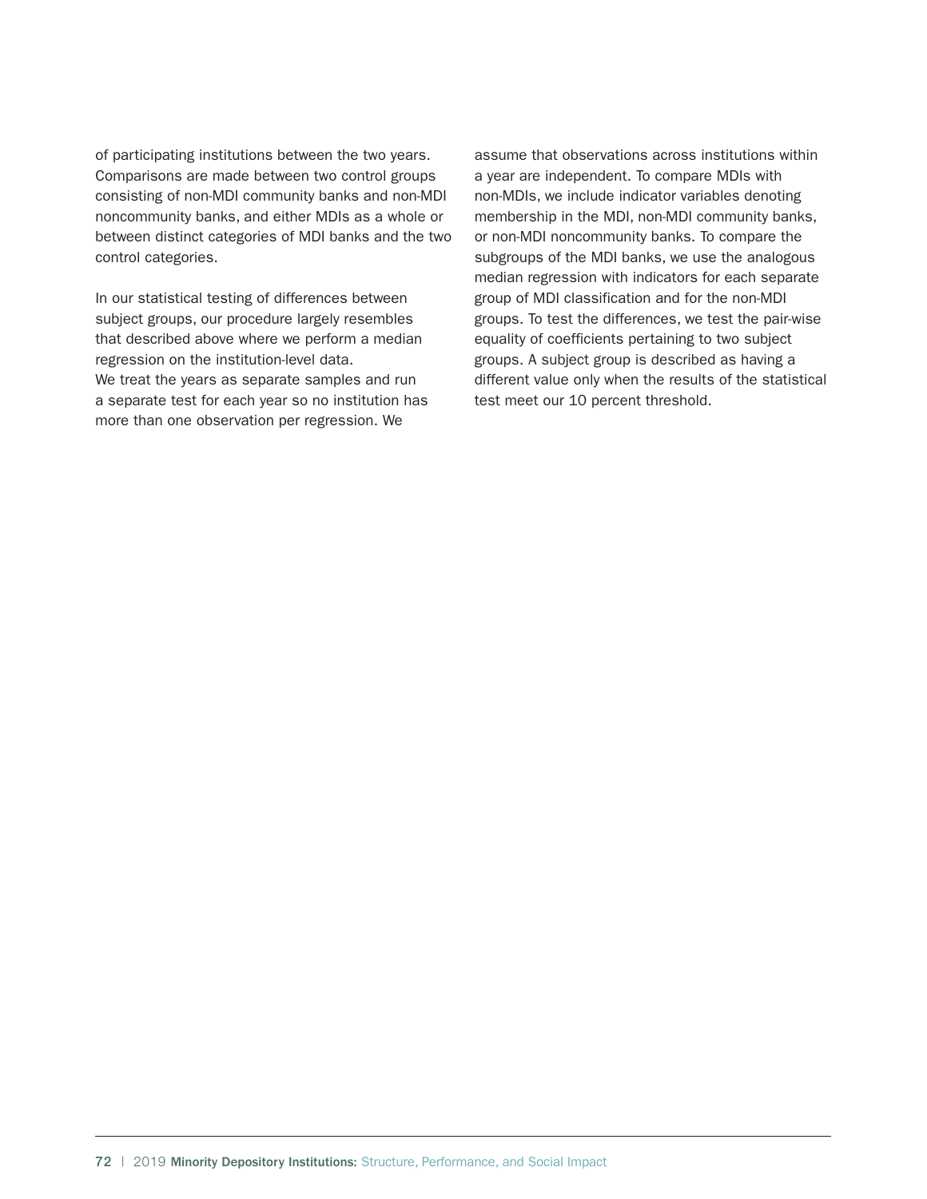of participating institutions between the two years. Comparisons are made between two control groups consisting of non-MDI community banks and non-MDI noncommunity banks, and either MDIs as a whole or between distinct categories of MDI banks and the two control categories.

In our statistical testing of differences between subject groups, our procedure largely resembles that described above where we perform a median regression on the institution-level data. We treat the years as separate samples and run a separate test for each year so no institution has more than one observation per regression. We assume that observations across institutions within a year are independent. To compare MDIs with non-MDIs, we include indicator variables denoting membership in the MDI, non-MDI community banks, or non-MDI noncommunity banks. To compare the subgroups of the MDI banks, we use the analogous median regression with indicators for each separate group of MDI classification and for the non-MDI groups. To test the differences, we test the pair-wise equality of coefficients pertaining to two subject groups. A subject group is described as having a different value only when the results of the statistical test meet our 10 percent threshold.